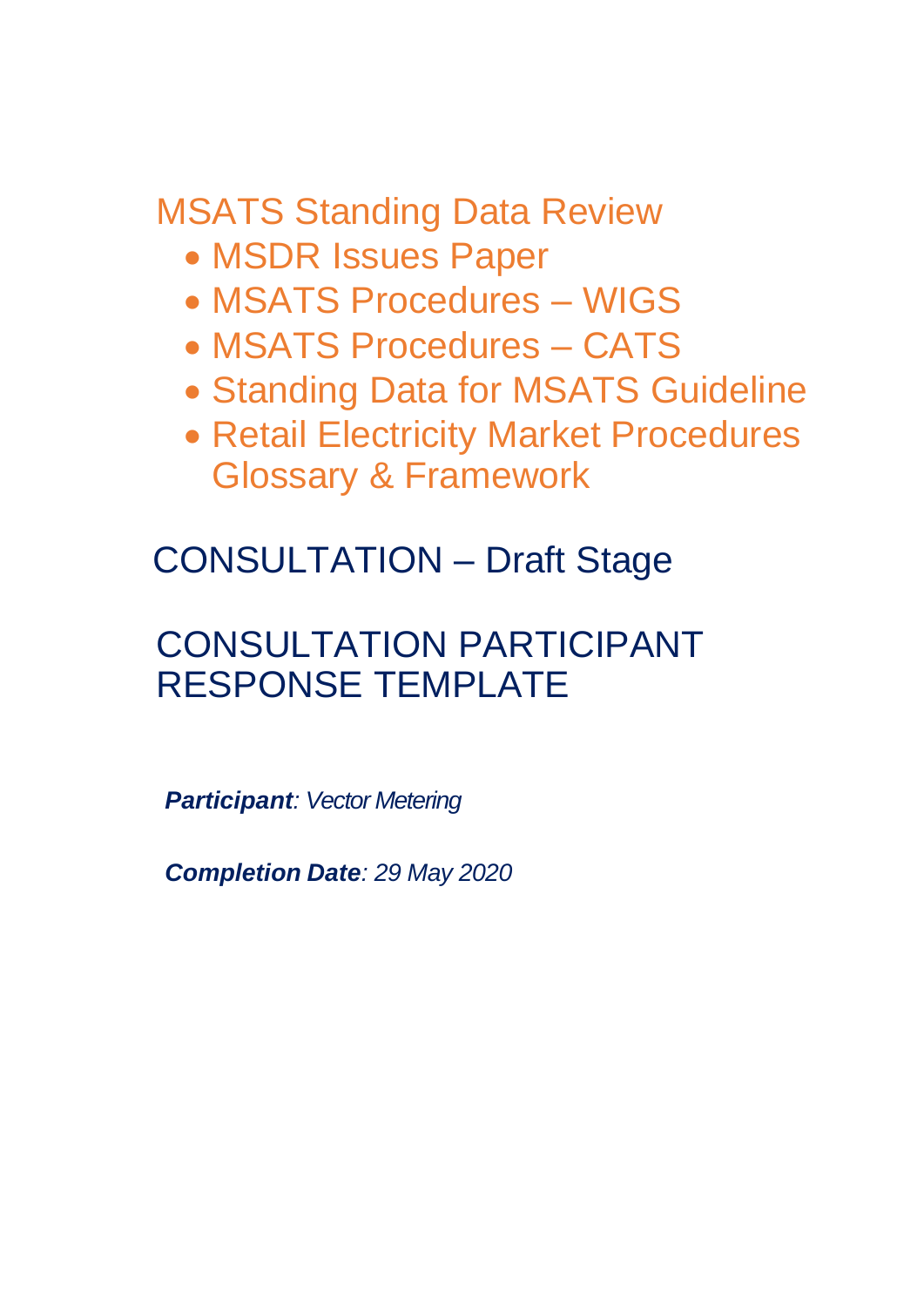# MSATS Standing Data Review

- MSDR Issues Paper
- MSATS Procedures – WIGS
- MSATS Procedures – CATS
- Standing Data for MSATS Guideline
- Retail Electricity Market Procedures Glossary & Framework

## CONSULTATION – Draft Stage

## CONSULTATION PARTICIPANT RESPONSE TEMPLATE

***Participant****: Vector Metering*

***Completion Date****: 29 May 2020*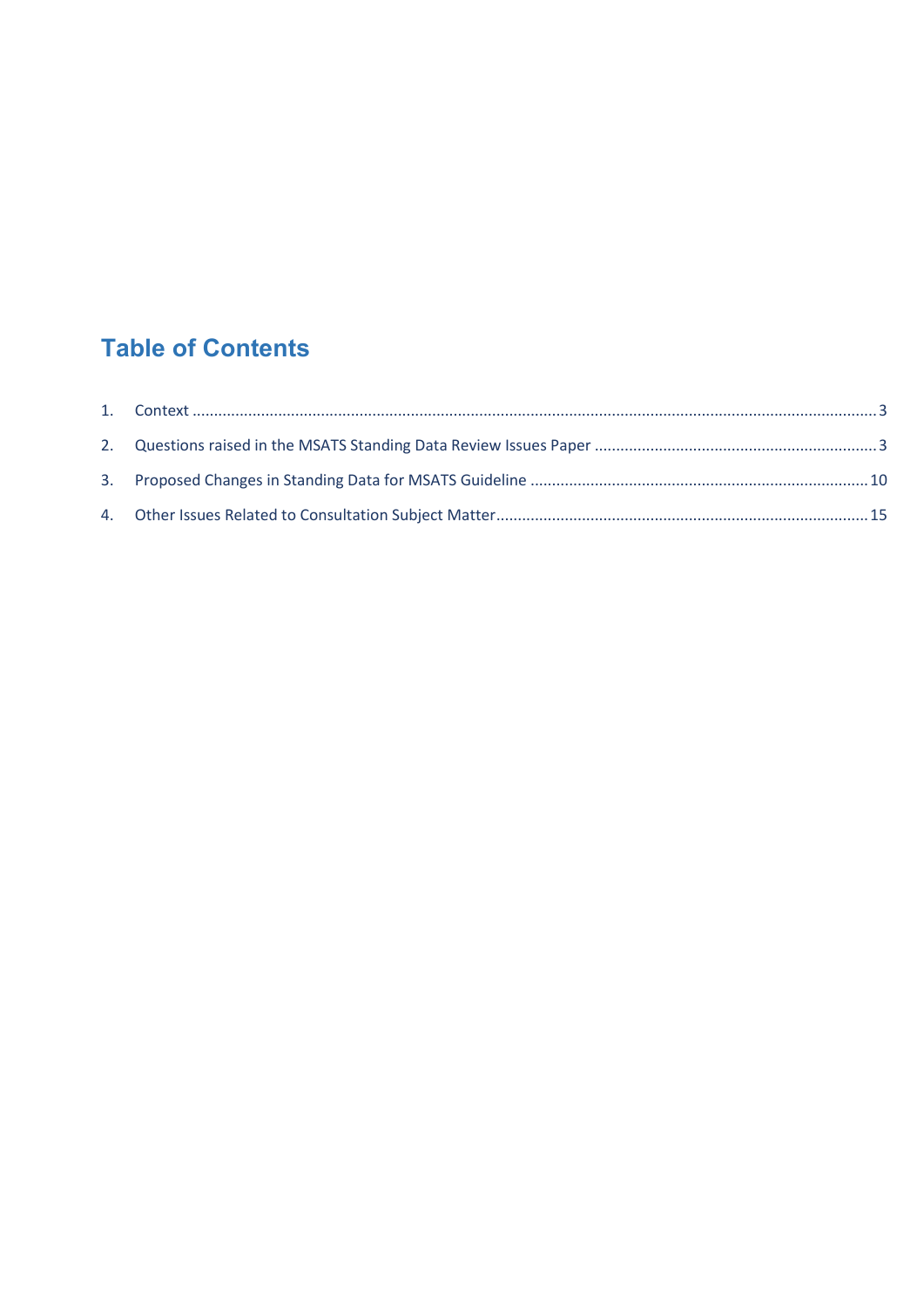# Table of Contents

1. Context ....................................................................................................................................................3
2. Questions raised in the MSATS Standing Data Review Issues Paper ..................................................................3
3. Proposed Changes in Standing Data for MSATS Guideline ...............................................................................10
4. Other Issues Related to Consultation Subject Matter.......................................................................................15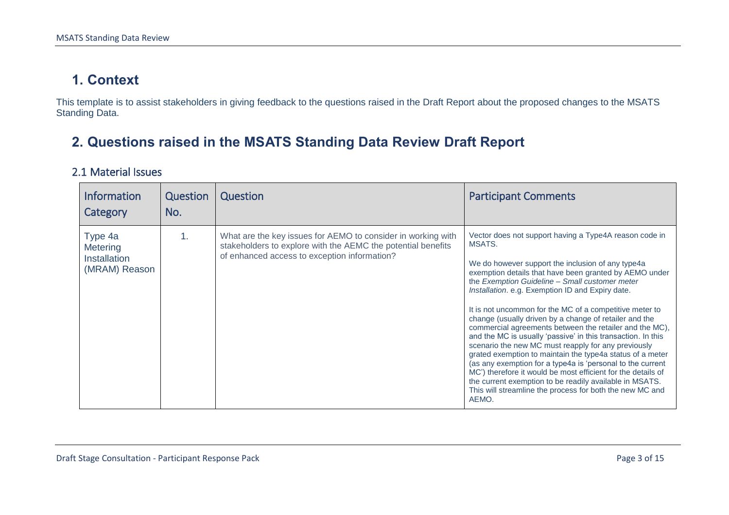# 1. Context

This template is to assist stakeholders in giving feedback to the questions raised in the Draft Report about the proposed changes to the MSATS Standing Data.

# 2. Questions raised in the MSATS Standing Data Review Draft Report

## 2.1 Material Issues

| Information Category | Question No. | Question | Participant Comments |
|---|---|---|---|
| Type 4a Metering Installation (MRAM) Reason | 1. | What are the key issues for AEMO to consider in working with stakeholders to explore with the AEMC the potential benefits of enhanced access to exception information? | Vector does not support having a Type4A reason code in MSATS.<br><br>We do however support the inclusion of any type4a exemption details that have been granted by AEMO under the *Exemption Guideline – Small customer meter Installation*. e.g. Exemption ID and Expiry date.<br><br>It is not uncommon for the MC of a competitive meter to change (usually driven by a change of retailer and the commercial agreements between the retailer and the MC), and the MC is usually 'passive' in this transaction. In this scenario the new MC must reapply for any previously grated exemption to maintain the type4a status of a meter (as any exemption for a type4a is 'personal to the current MC') therefore it would be most efficient for the details of the current exemption to be readily available in MSATS. This will streamline the process for both the new MC and AEMO. |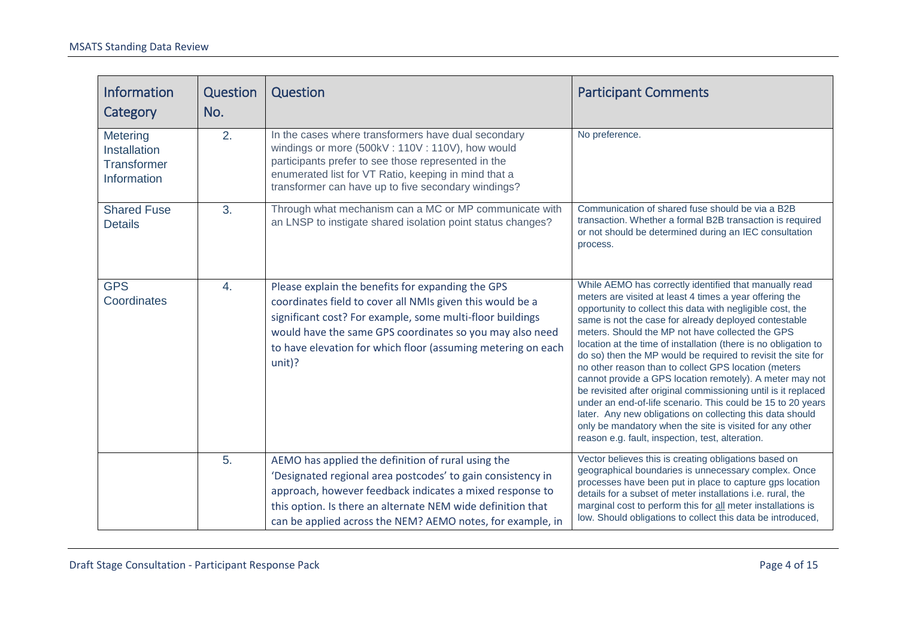| Information Category | Question No. | Question | Participant Comments |
|---|---|---|---|
| Metering Installation Transformer Information | 2. | In the cases where transformers have dual secondary windings or more (500kV : 110V : 110V), how would participants prefer to see those represented in the enumerated list for VT Ratio, keeping in mind that a transformer can have up to five secondary windings? | No preference. |
| Shared Fuse Details | 3. | Through what mechanism can a MC or MP communicate with an LNSP to instigate shared isolation point status changes? | Communication of shared fuse should be via a B2B transaction. Whether a formal B2B transaction is required or not should be determined during an IEC consultation process. |
| GPS Coordinates | 4. | Please explain the benefits for expanding the GPS coordinates field to cover all NMIs given this would be a significant cost? For example, some multi-floor buildings would have the same GPS coordinates so you may also need to have elevation for which floor (assuming metering on each unit)? | While AEMO has correctly identified that manually read meters are visited at least 4 times a year offering the opportunity to collect this data with negligible cost, the same is not the case for already deployed contestable meters. Should the MP not have collected the GPS location at the time of installation (there is no obligation to do so) then the MP would be required to revisit the site for no other reason than to collect GPS location (meters cannot provide a GPS location remotely). A meter may not be revisited after original commissioning until is it replaced under an end-of-life scenario. This could be 15 to 20 years later. Any new obligations on collecting this data should only be mandatory when the site is visited for any other reason e.g. fault, inspection, test, alteration. |
| | 5. | AEMO has applied the definition of rural using the 'Designated regional area postcodes' to gain consistency in approach, however feedback indicates a mixed response to this option. Is there an alternate NEM wide definition that can be applied across the NEM? AEMO notes, for example, in | Vector believes this is creating obligations based on geographical boundaries is unnecessary complex. Once processes have been put in place to capture gps location details for a subset of meter installations i.e. rural, the marginal cost to perform this for all meter installations is low. Should obligations to collect this data be introduced, |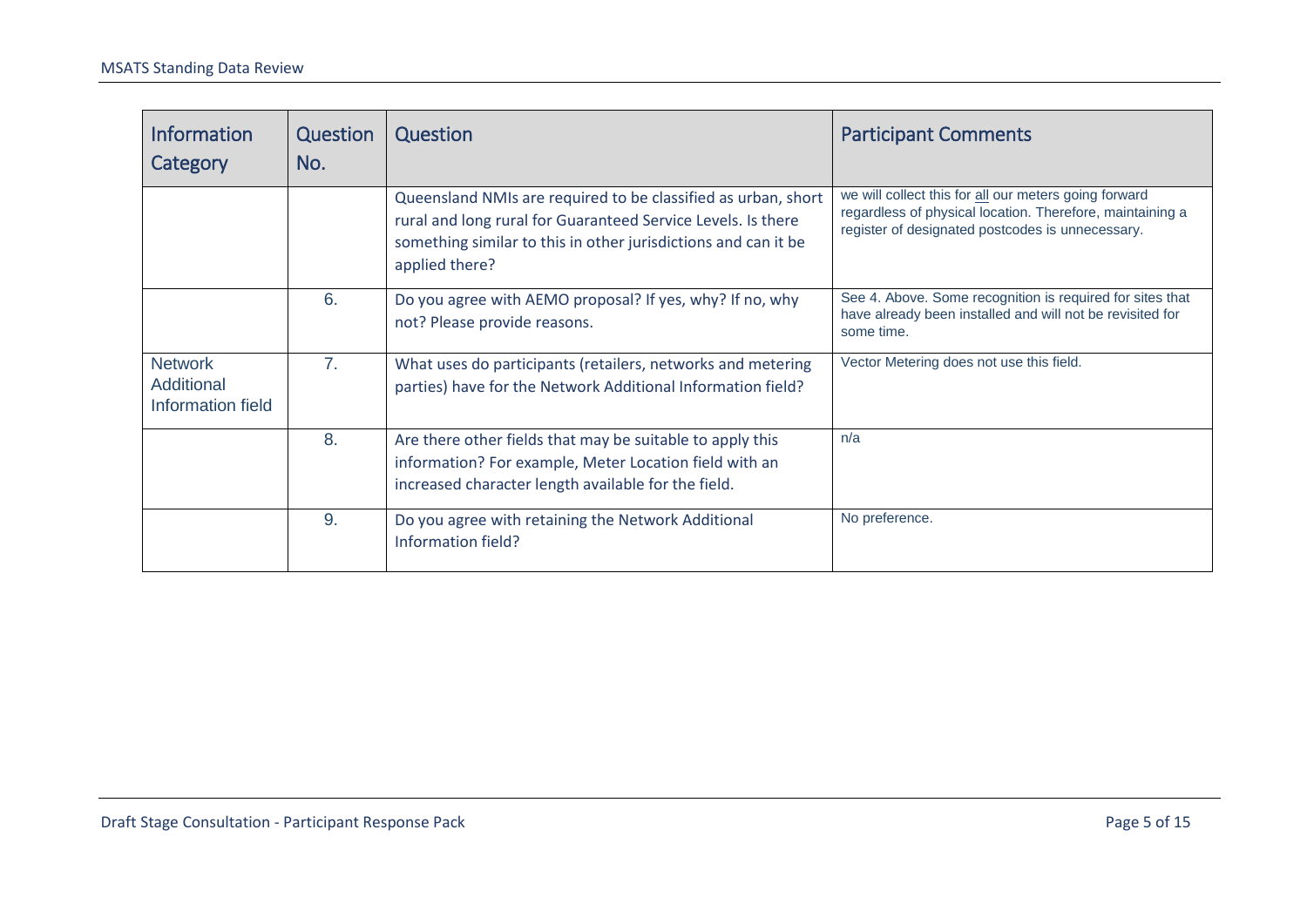| Information Category | Question No. | Question | Participant Comments |
|---|---|---|---|
| | | Queensland NMIs are required to be classified as urban, short rural and long rural for Guaranteed Service Levels. Is there something similar to this in other jurisdictions and can it be applied there? | we will collect this for <u>all</u> our meters going forward regardless of physical location. Therefore, maintaining a register of designated postcodes is unnecessary. |
| | 6. | Do you agree with AEMO proposal? If yes, why? If no, why not? Please provide reasons. | See 4. Above. Some recognition is required for sites that have already been installed and will not be revisited for some time. |
| Network Additional Information field | 7. | What uses do participants (retailers, networks and metering parties) have for the Network Additional Information field? | Vector Metering does not use this field. |
| | 8. | Are there other fields that may be suitable to apply this information? For example, Meter Location field with an increased character length available for the field. | n/a |
| | 9. | Do you agree with retaining the Network Additional Information field? | No preference. |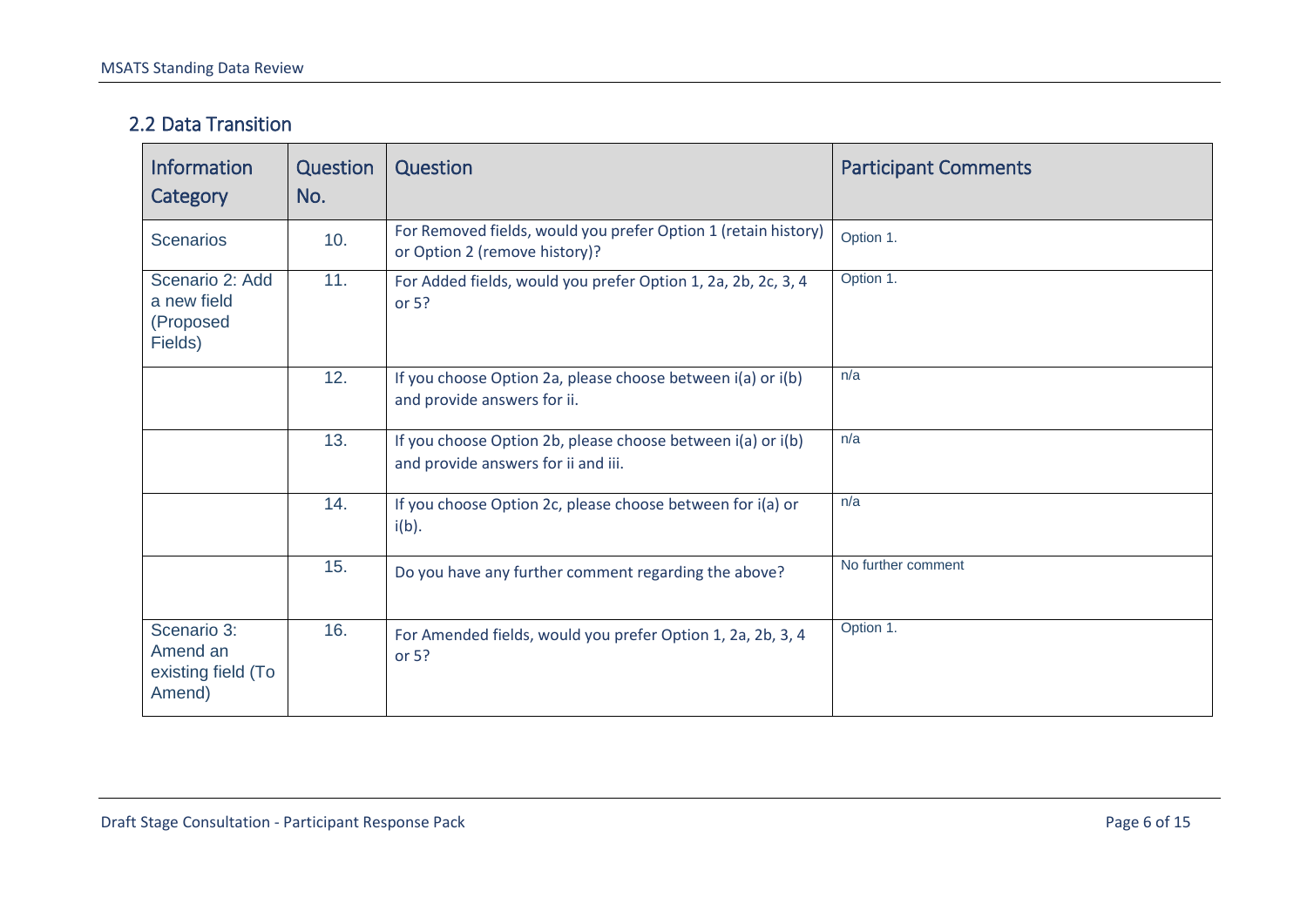## 2.2 Data Transition

| Information Category | Question No. | Question | Participant Comments |
|---|---|---|---|
| Scenarios | 10. | For Removed fields, would you prefer Option 1 (retain history) or Option 2 (remove history)? | Option 1. |
| Scenario 2: Add a new field (Proposed Fields) | 11. | For Added fields, would you prefer Option 1, 2a, 2b, 2c, 3, 4 or 5? | Option 1. |
| | 12. | If you choose Option 2a, please choose between i(a) or i(b) and provide answers for ii. | n/a |
| | 13. | If you choose Option 2b, please choose between i(a) or i(b) and provide answers for ii and iii. | n/a |
| | 14. | If you choose Option 2c, please choose between for i(a) or i(b). | n/a |
| | 15. | Do you have any further comment regarding the above? | No further comment |
| Scenario 3: Amend an existing field (To Amend) | 16. | For Amended fields, would you prefer Option 1, 2a, 2b, 3, 4 or 5? | Option 1. |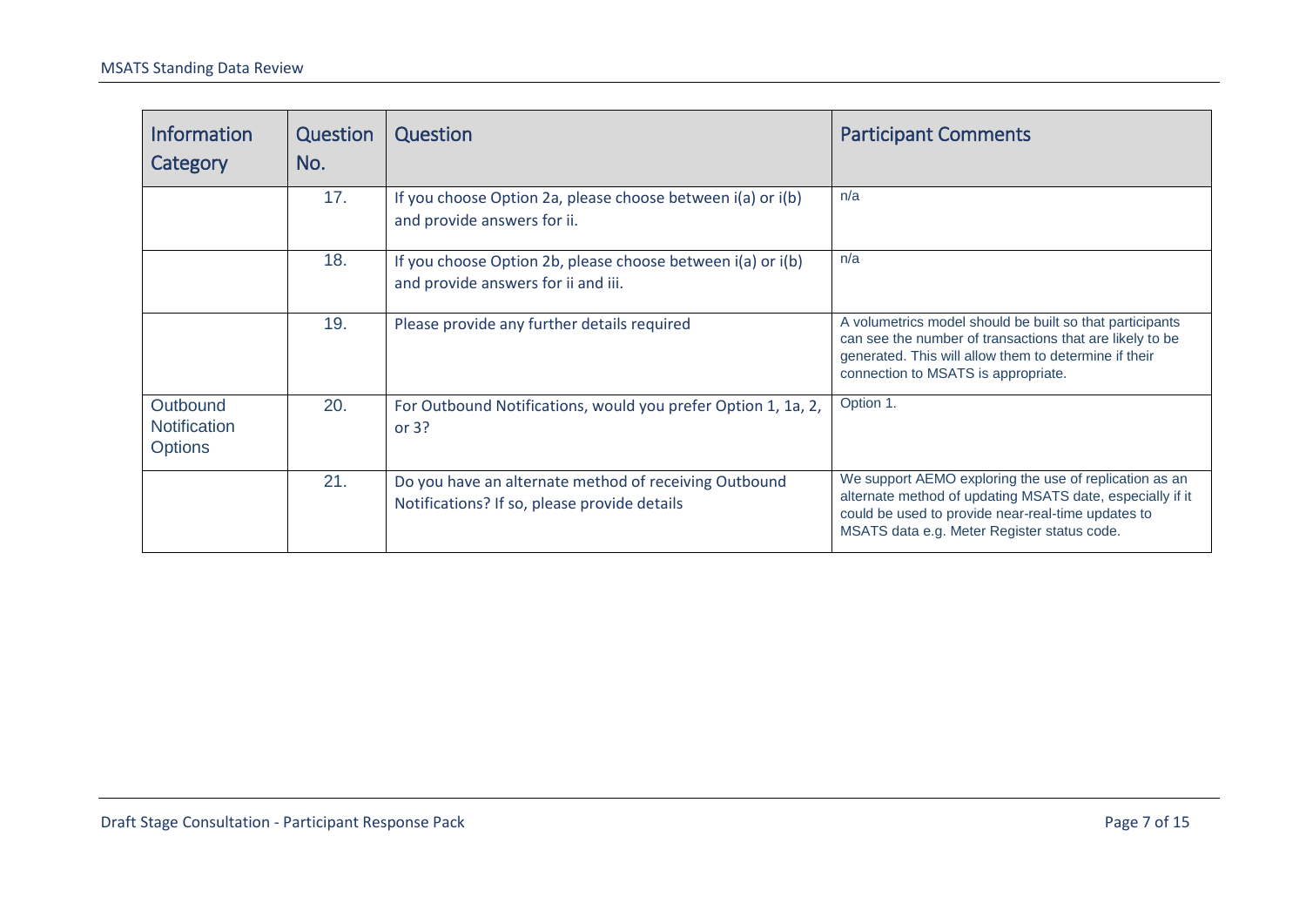| Information Category | Question No. | Question | Participant Comments |
|---|---|---|---|
| | 17. | If you choose Option 2a, please choose between i(a) or i(b) and provide answers for ii. | n/a |
| | 18. | If you choose Option 2b, please choose between i(a) or i(b) and provide answers for ii and iii. | n/a |
| | 19. | Please provide any further details required | A volumetrics model should be built so that participants can see the number of transactions that are likely to be generated. This will allow them to determine if their connection to MSATS is appropriate. |
| Outbound Notification Options | 20. | For Outbound Notifications, would you prefer Option 1, 1a, 2, or 3? | Option 1. |
| | 21. | Do you have an alternate method of receiving Outbound Notifications? If so, please provide details | We support AEMO exploring the use of replication as an alternate method of updating MSATS date, especially if it could be used to provide near-real-time updates to MSATS data e.g. Meter Register status code. |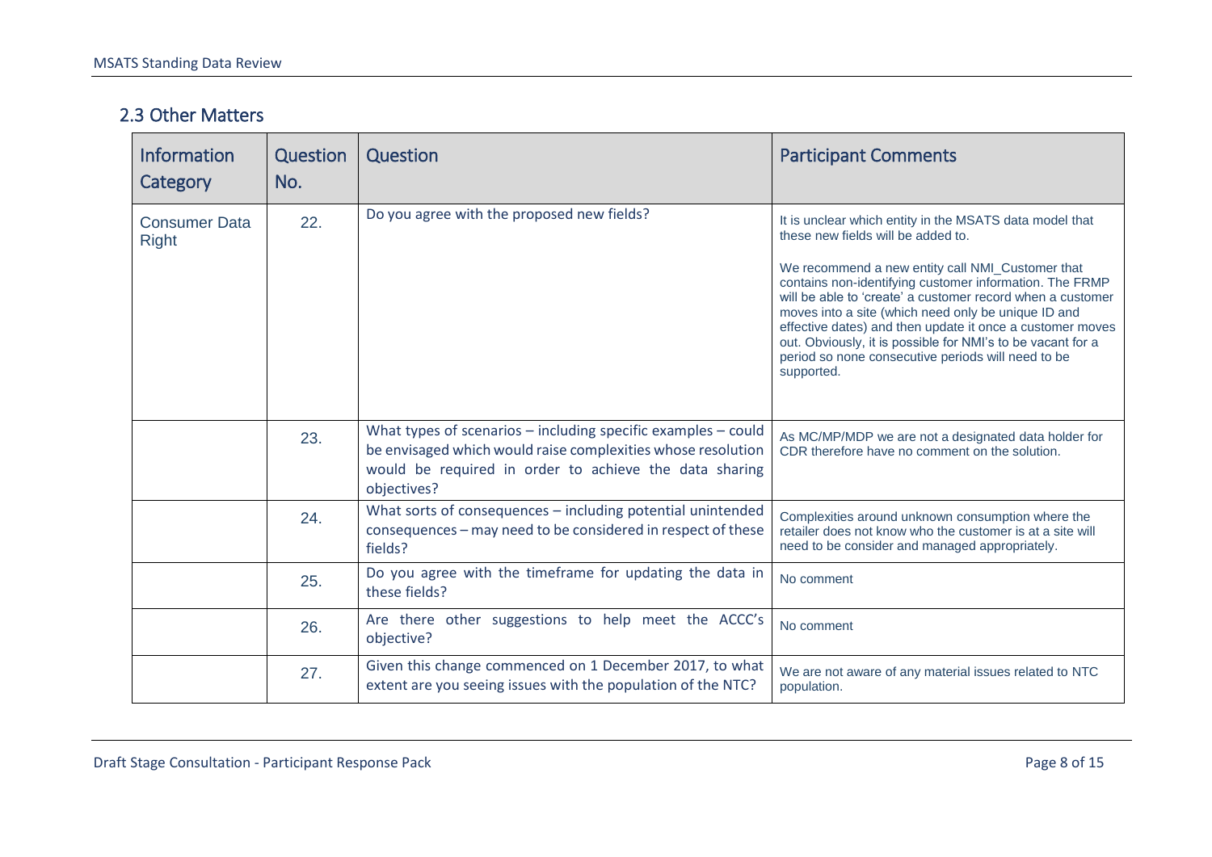## 2.3 Other Matters

| Information Category | Question No. | Question | Participant Comments |
|---|---|---|---|
| Consumer Data Right | 22. | Do you agree with the proposed new fields? | It is unclear which entity in the MSATS data model that these new fields will be added to.<br><br>We recommend a new entity call NMI_Customer that contains non-identifying customer information. The FRMP will be able to 'create' a customer record when a customer moves into a site (which need only be unique ID and effective dates) and then update it once a customer moves out. Obviously, it is possible for NMI's to be vacant for a period so none consecutive periods will need to be supported. |
| | 23. | What types of scenarios – including specific examples – could be envisaged which would raise complexities whose resolution would be required in order to achieve the data sharing objectives? | As MC/MP/MDP we are not a designated data holder for CDR therefore have no comment on the solution. |
| | 24. | What sorts of consequences – including potential unintended consequences – may need to be considered in respect of these fields? | Complexities around unknown consumption where the retailer does not know who the customer is at a site will need to be consider and managed appropriately. |
| | 25. | Do you agree with the timeframe for updating the data in these fields? | No comment |
| | 26. | Are there other suggestions to help meet the ACCC's objective? | No comment |
| | 27. | Given this change commenced on 1 December 2017, to what extent are you seeing issues with the population of the NTC? | We are not aware of any material issues related to NTC population. |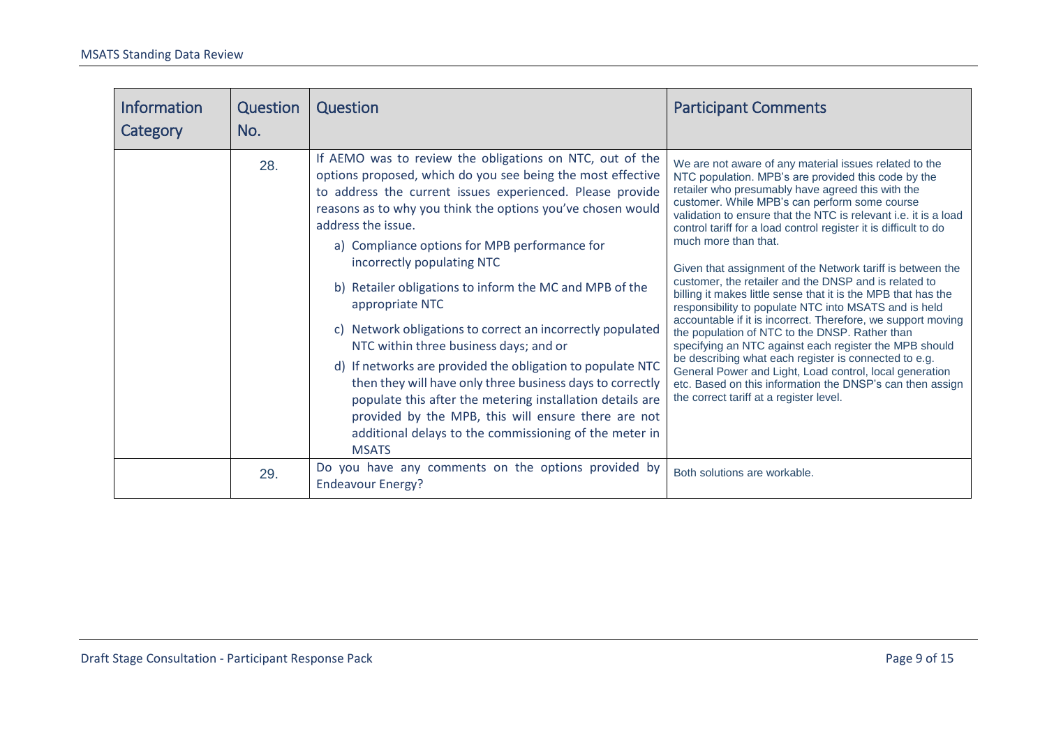| Information Category | Question No. | Question | Participant Comments |
|---|---|---|---|
| | 28. | If AEMO was to review the obligations on NTC, out of the options proposed, which do you see being the most effective to address the current issues experienced. Please provide reasons as to why you think the options you've chosen would address the issue.<br><br>a) Compliance options for MPB performance for incorrectly populating NTC<br>b) Retailer obligations to inform the MC and MPB of the appropriate NTC<br>c) Network obligations to correct an incorrectly populated NTC within three business days; and or<br>d) If networks are provided the obligation to populate NTC then they will have only three business days to correctly populate this after the metering installation details are provided by the MPB, this will ensure there are not additional delays to the commissioning of the meter in MSATS | We are not aware of any material issues related to the NTC population. MPB's are provided this code by the retailer who presumably have agreed this with the customer. While MPB's can perform some course validation to ensure that the NTC is relevant i.e. it is a load control tariff for a load control register it is difficult to do much more than that.<br><br>Given that assignment of the Network tariff is between the customer, the retailer and the DNSP and is related to billing it makes little sense that it is the MPB that has the responsibility to populate NTC into MSATS and is held accountable if it is incorrect. Therefore, we support moving the population of NTC to the DNSP. Rather than specifying an NTC against each register the MPB should be describing what each register is connected to e.g. General Power and Light, Load control, local generation etc. Based on this information the DNSP's can then assign the correct tariff at a register level. |
| | 29. | Do you have any comments on the options provided by Endeavour Energy? | Both solutions are workable. |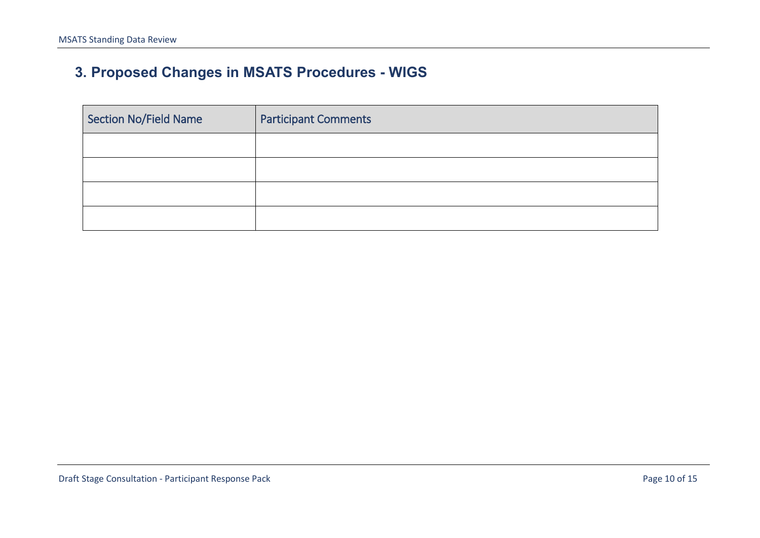## 3. Proposed Changes in MSATS Procedures - WIGS

| Section No/Field Name | Participant Comments |
|---|---|
| | |
| | |
| | |
| | |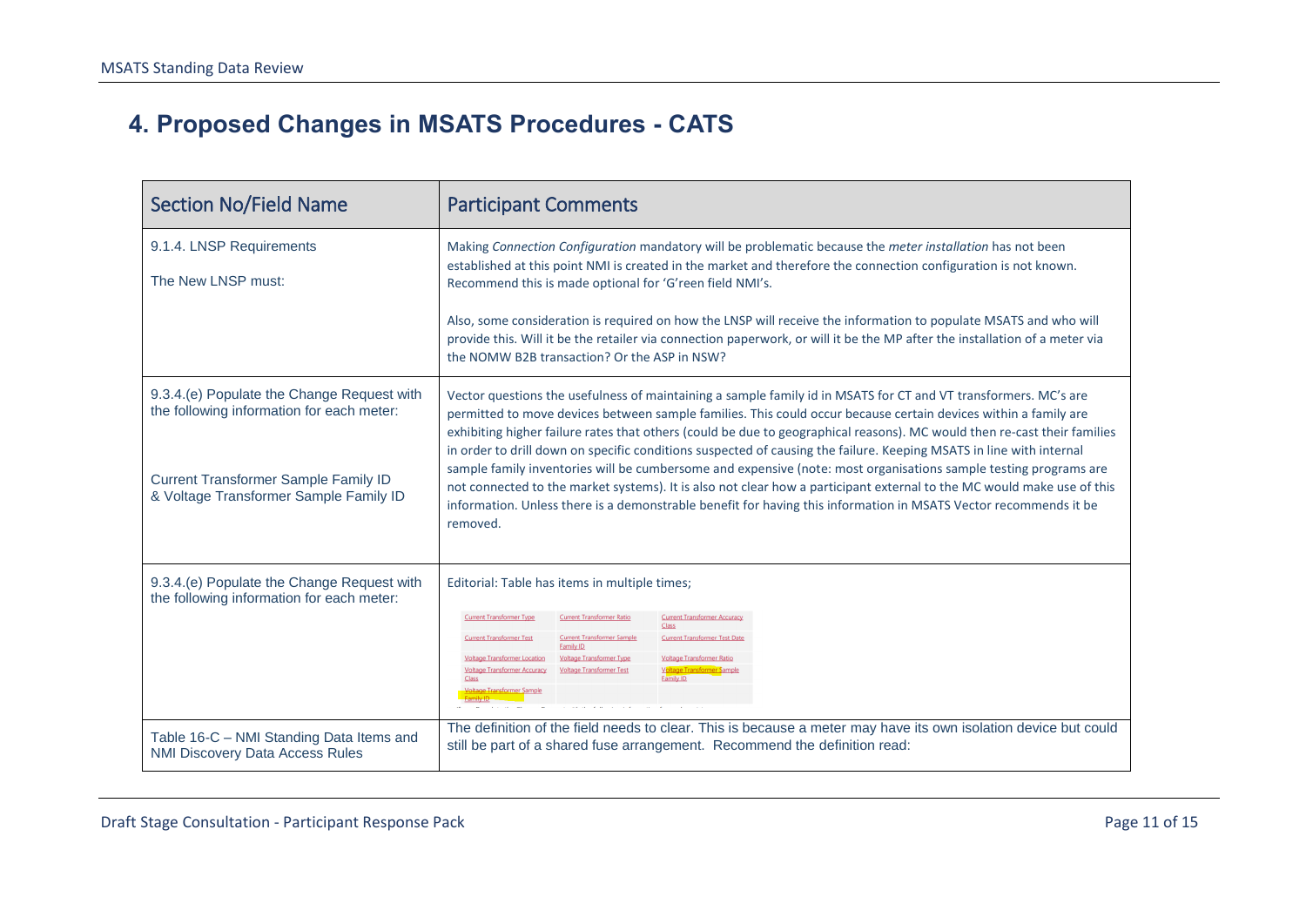# 4. Proposed Changes in MSATS Procedures - CATS

| Section No/Field Name | Participant Comments |
|---|---|
| 9.1.4. LNSP Requirements<br><br>The New LNSP must: | Making *Connection Configuration* mandatory will be problematic because the *meter installation* has not been established at this point NMI is created in the market and therefore the connection configuration is not known. Recommend this is made optional for 'G'reen field NMI's.<br><br>Also, some consideration is required on how the LNSP will receive the information to populate MSATS and who will provide this. Will it be the retailer via connection paperwork, or will it be the MP after the installation of a meter via the NOMW B2B transaction? Or the ASP in NSW? |
| 9.3.4.(e) Populate the Change Request with the following information for each meter:<br><br>Current Transformer Sample Family ID & Voltage Transformer Sample Family ID | Vector questions the usefulness of maintaining a sample family id in MSATS for CT and VT transformers. MC's are permitted to move devices between sample families. This could occur because certain devices within a family are exhibiting higher failure rates that others (could be due to geographical reasons). MC would then re-cast their families in order to drill down on specific conditions suspected of causing the failure. Keeping MSATS in line with internal sample family inventories will be cumbersome and expensive (note: most organisations sample testing programs are not connected to the market systems). It is also not clear how a participant external to the MC would make use of this information. Unless there is a demonstrable benefit for having this information in MSATS Vector recommends it be removed. |
| 9.3.4.(e) Populate the Change Request with the following information for each meter: | Editorial: Table has items in multiple times;<br><br>Current Transformer Type / Current Transformer Ratio / Current Transformer Accuracy Class<br>Current Transformer Test / Current Transformer Sample Family ID / Current Transformer Test Date<br>Voltage Transformer Location / Voltage Transformer Type / Voltage Transformer Ratio<br>Voltage Transformer Accuracy Class / Voltage Transformer Test / Voltage Transformer Sample Family ID<br>Voltage Transformer Sample Family ID |
| Table 16-C – NMI Standing Data Items and NMI Discovery Data Access Rules | The definition of the field needs to clear. This is because a meter may have its own isolation device but could still be part of a shared fuse arrangement. Recommend the definition read: |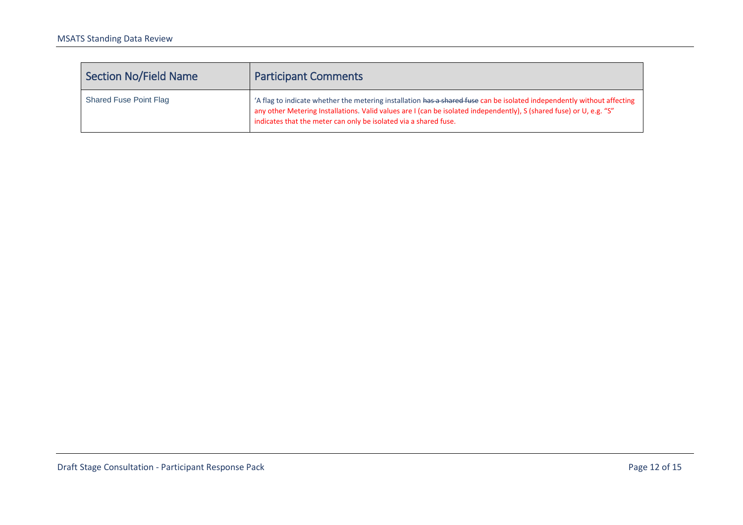| Section No/Field Name | Participant Comments |
|---|---|
| Shared Fuse Point Flag | 'A flag to indicate whether the metering installation ~~has a shared fuse~~ can be isolated independently without affecting any other Metering Installations. Valid values are I (can be isolated independently), S (shared fuse) or U, e.g. "S" indicates that the meter can only be isolated via a shared fuse. |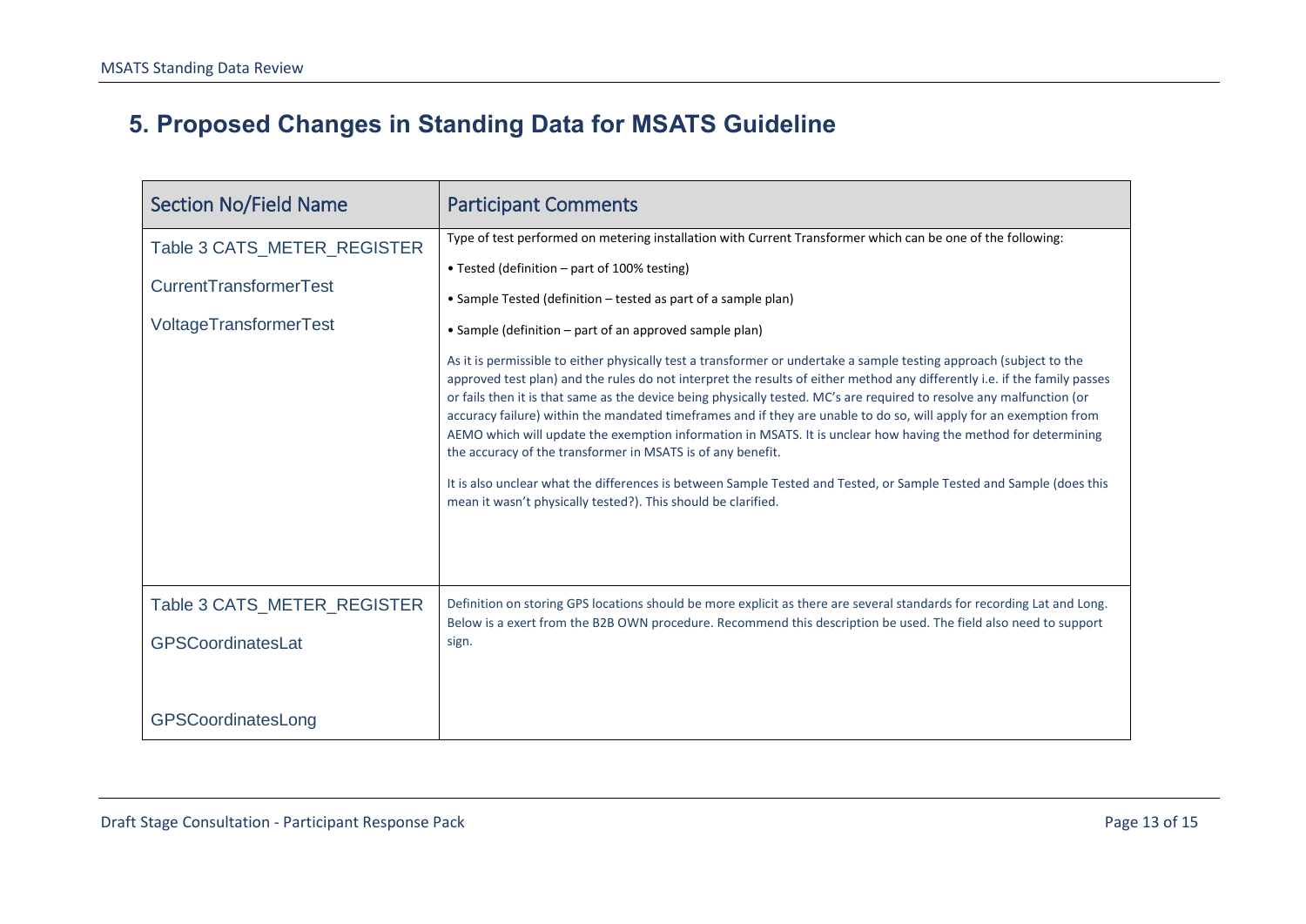# 5. Proposed Changes in Standing Data for MSATS Guideline

| Section No/Field Name | Participant Comments |
|---|---|
| Table 3 CATS_METER_REGISTER<br><br>CurrentTransformerTest<br><br>VoltageTransformerTest | Type of test performed on metering installation with Current Transformer which can be one of the following:<br><br>• Tested (definition – part of 100% testing)<br><br>• Sample Tested (definition – tested as part of a sample plan)<br><br>• Sample (definition – part of an approved sample plan)<br><br>As it is permissible to either physically test a transformer or undertake a sample testing approach (subject to the approved test plan) and the rules do not interpret the results of either method any differently i.e. if the family passes or fails then it is that same as the device being physically tested. MC's are required to resolve any malfunction (or accuracy failure) within the mandated timeframes and if they are unable to do so, will apply for an exemption from AEMO which will update the exemption information in MSATS. It is unclear how having the method for determining the accuracy of the transformer in MSATS is of any benefit.<br><br>It is also unclear what the differences is between Sample Tested and Tested, or Sample Tested and Sample (does this mean it wasn't physically tested?). This should be clarified. |
| Table 3 CATS_METER_REGISTER<br><br>GPSCoordinatesLat<br><br>GPSCoordinatesLong | Definition on storing GPS locations should be more explicit as there are several standards for recording Lat and Long. Below is a exert from the B2B OWN procedure. Recommend this description be used. The field also need to support sign. |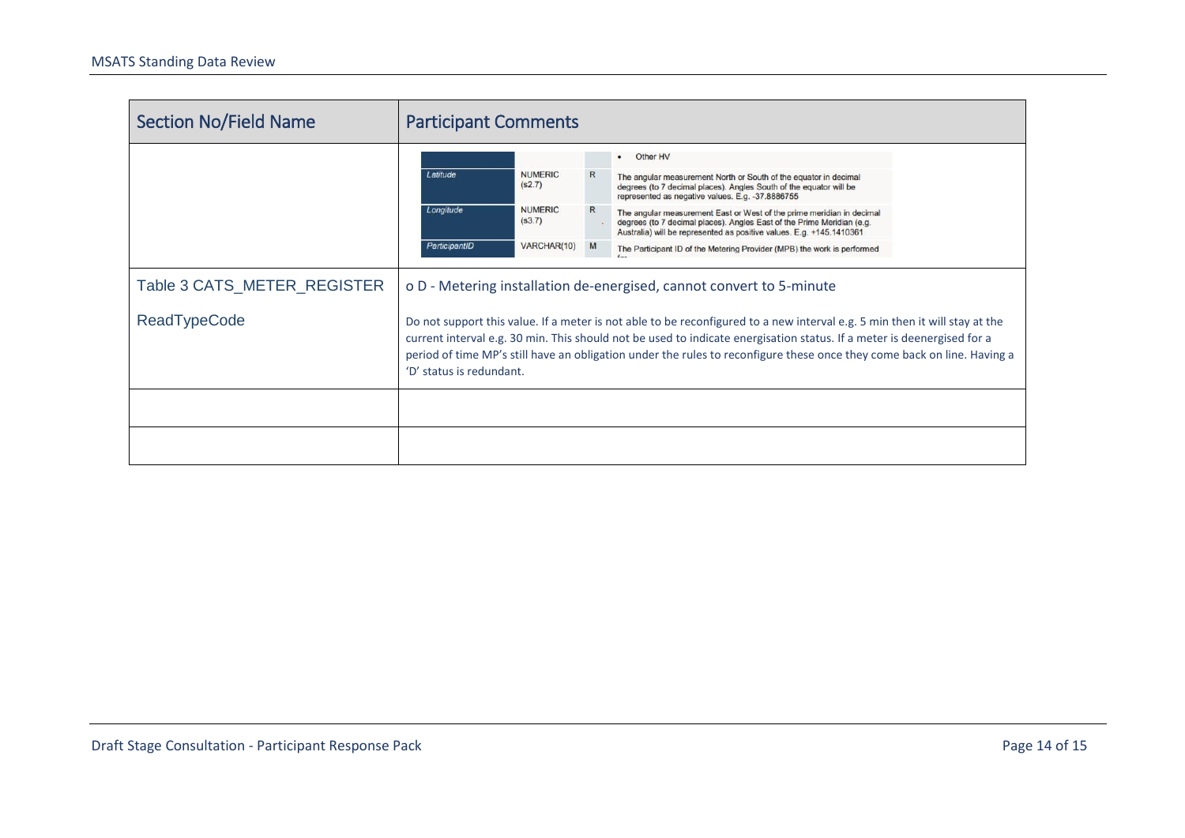| Section No/Field Name | Participant Comments |
|---|---|
| | Latitude \| NUMERIC (s2.7) \| R \| The angular measurement North or South of the equator in decimal degrees (to 7 decimal places). Angles South of the equator will be represented as negative values. E.g. -37.8886755<br>Longitude \| NUMERIC (s3.7) \| R \| The angular measurement East or West of the prime meridian in decimal degrees (to 7 decimal places). Angles East of the Prime Meridian (e.g. Australia) will be represented as positive values. E.g. +145.1410361<br>ParticipantID \| VARCHAR(10) \| M \| The Participant ID of the Metering Provider (MPB) the work is performed |
| Table 3 CATS_METER_REGISTER<br><br>ReadTypeCode | o D - Metering installation de-energised, cannot convert to 5-minute<br><br>Do not support this value. If a meter is not able to be reconfigured to a new interval e.g. 5 min then it will stay at the current interval e.g. 30 min. This should not be used to indicate energisation status. If a meter is deenergised for a period of time MP's still have an obligation under the rules to reconfigure these once they come back on line. Having a 'D' status is redundant. |
| | |
| | |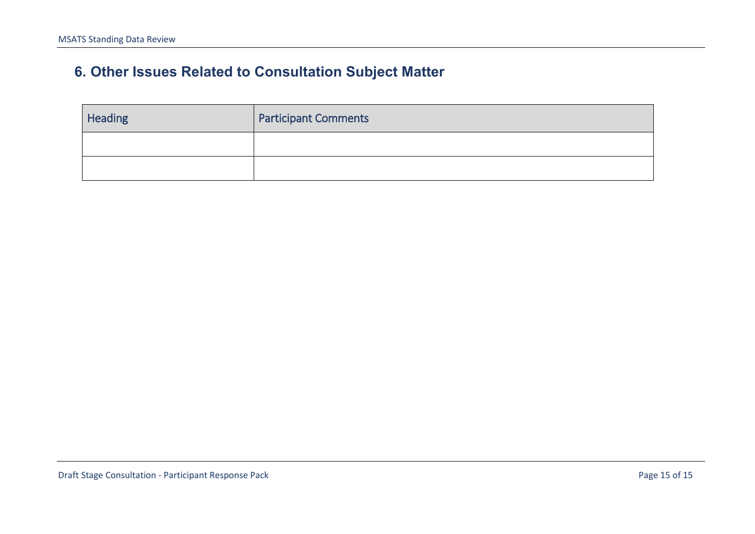## 6. Other Issues Related to Consultation Subject Matter

| Heading | Participant Comments |
|---|---|
| | |
| | |